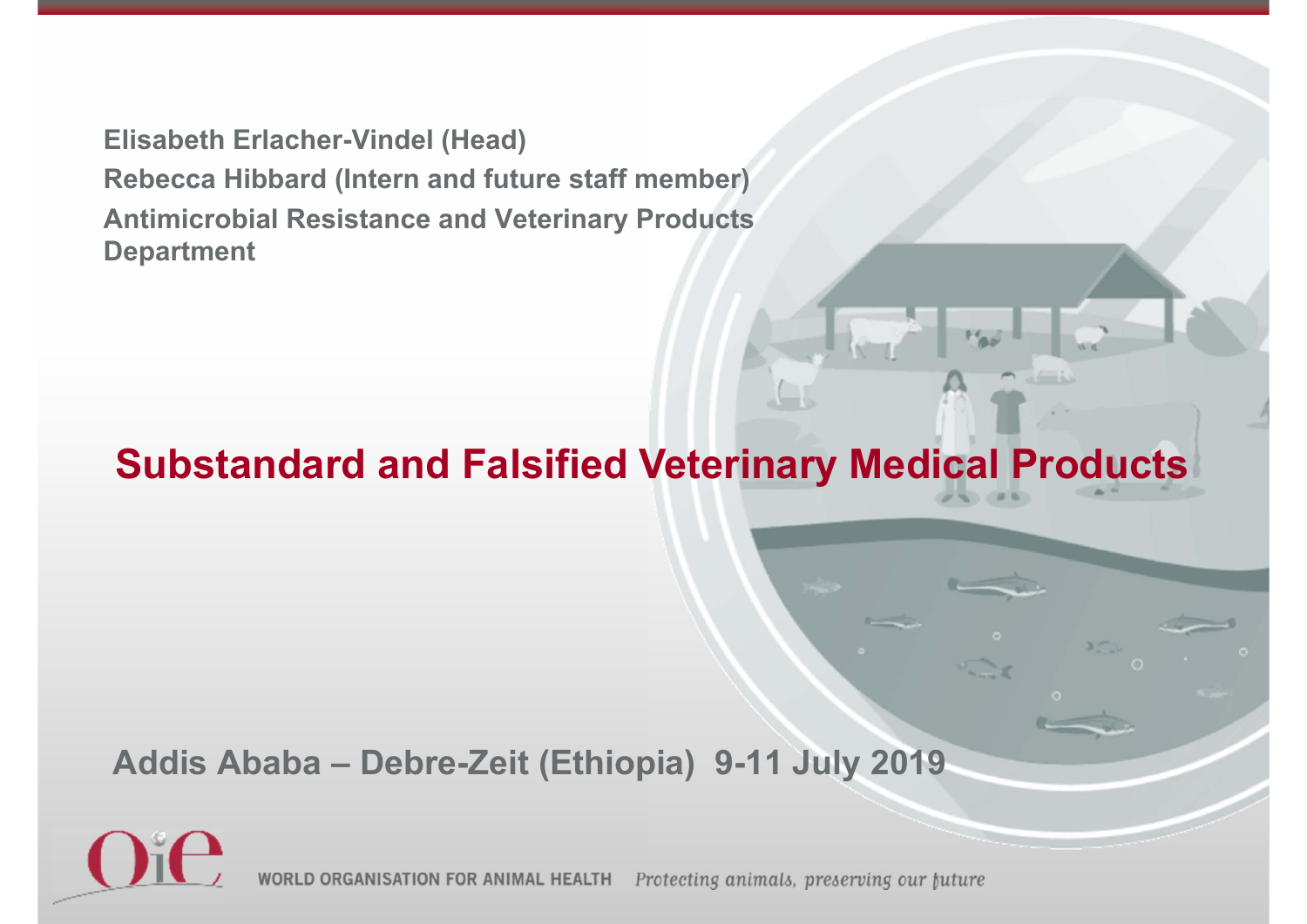Elisabeth Erlacher-Vindel (Head)

Rebecca Hibbard (Intern and future staff member)

Antimicrobial Resistance and Veterinary Products Department

# Substandard and Falsified Veterinary Medical Products

Addis Ababa – Debre-Zeit (Ethiopia) 9-11 July 2019

WORLD ORGANISATION FOR ANIMAL HEALTH *Protecting animals, preserving our future*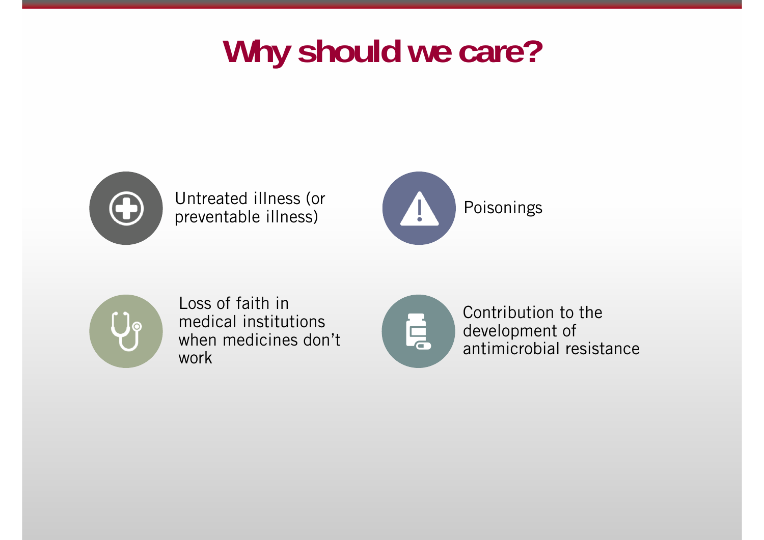# Why should we care?

- Untreated illness (or preventable illness)
- Poisonings
- Loss of faith in medical institutions when medicines don't work
- Contribution to the development of antimicrobial resistance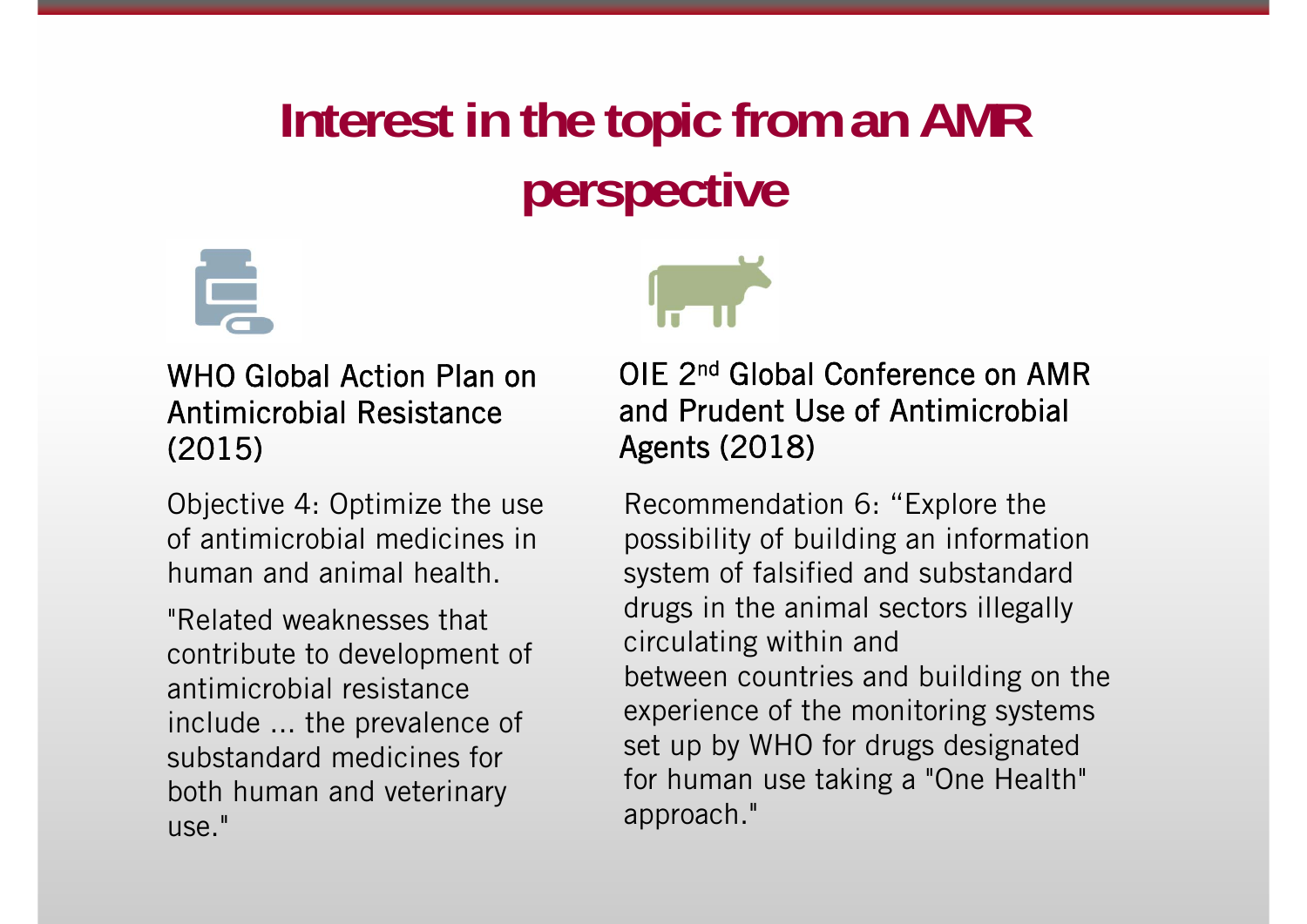# Interest in the topic from an AMR perspective

### WHO Global Action Plan on Antimicrobial Resistance (2015)

Objective 4: Optimize the use of antimicrobial medicines in human and animal health.

"Related weaknesses that contribute to development of antimicrobial resistance include ... the prevalence of substandard medicines for both human and veterinary use."

### OIE 2nd Global Conference on AMR and Prudent Use of Antimicrobial Agents (2018)

Recommendation 6: "Explore the possibility of building an information system of falsified and substandard drugs in the animal sectors illegally circulating within and between countries and building on the experience of the monitoring systems set up by WHO for drugs designated for human use taking a "One Health" approach."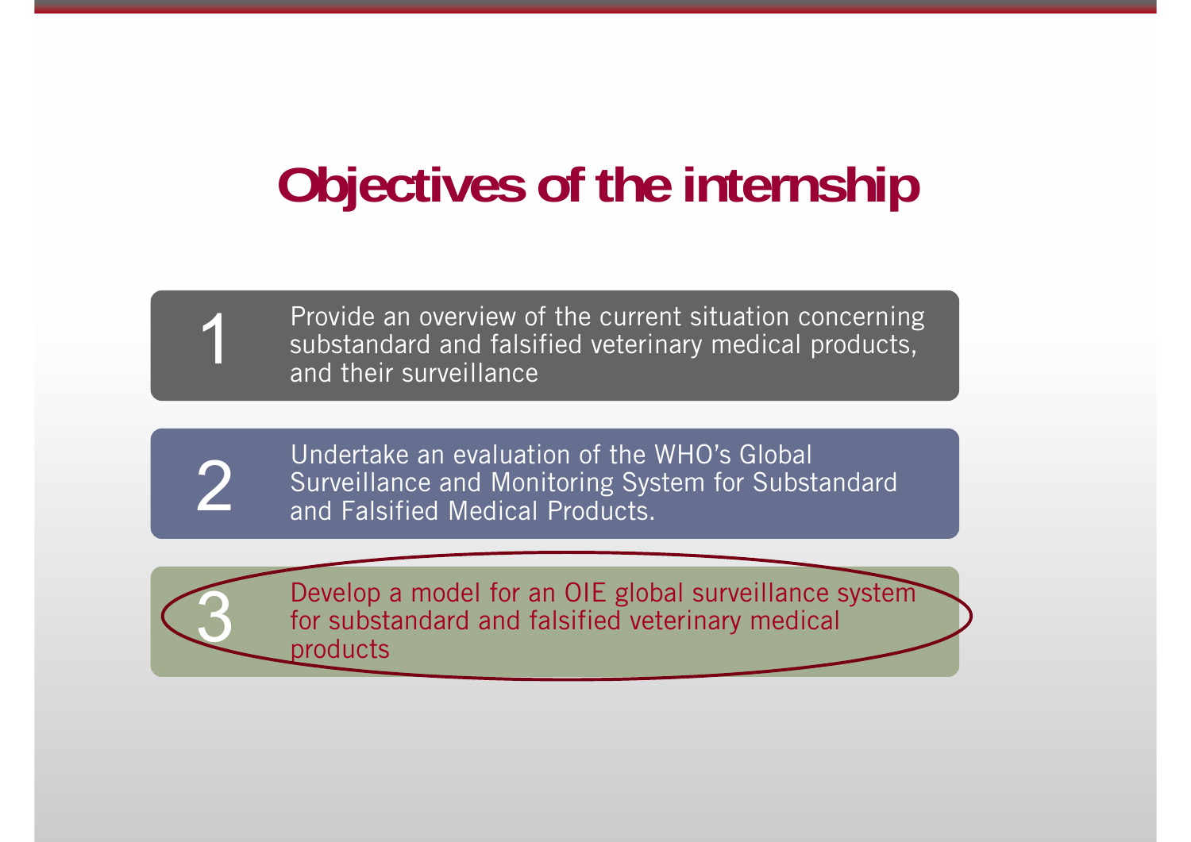# Objectives of the internship

1. Provide an overview of the current situation concerning substandard and falsified veterinary medical products, and their surveillance

2. Undertake an evaluation of the WHO's Global Surveillance and Monitoring System for Substandard and Falsified Medical Products.

3. Develop a model for an OIE global surveillance system for substandard and falsified veterinary medical products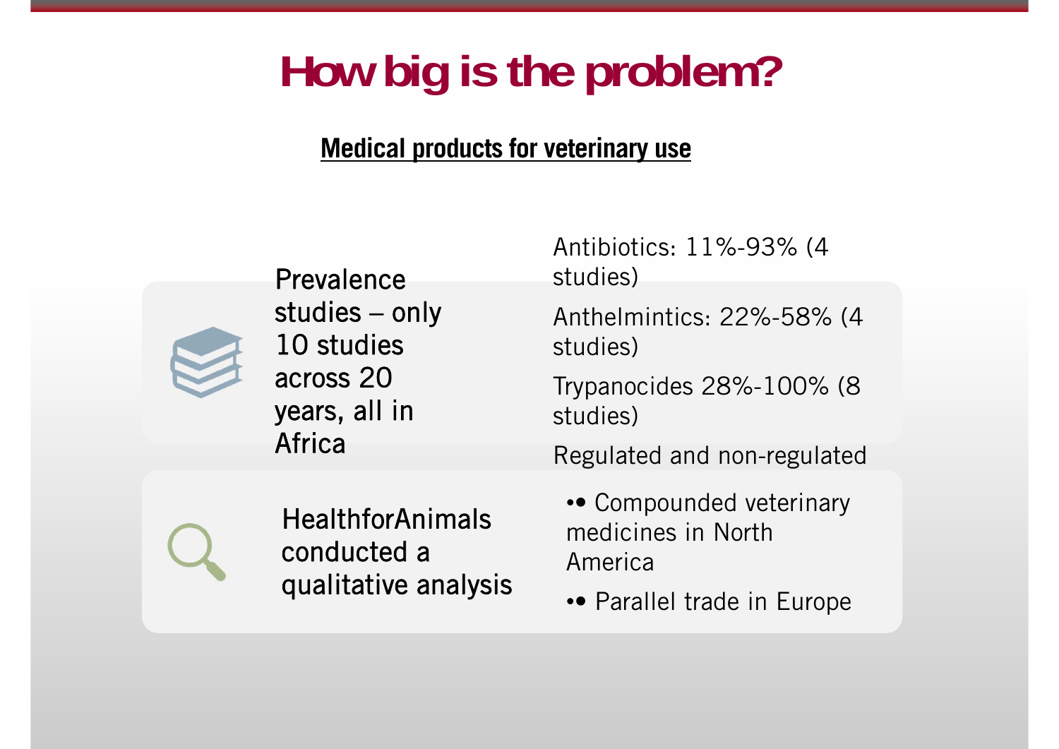# How big is the problem?

## Medical products for veterinary use

Prevalence studies – only 10 studies across 20 years, all in Africa

Antibiotics: 11%-93% (4 studies)

Anthelmintics: 22%-58% (4 studies)

Trypanocides 28%-100% (8 studies)

HealthforAnimals conducted a qualitative analysis

Regulated and non-regulated

- Compounded veterinary medicines in North America
- Parallel trade in Europe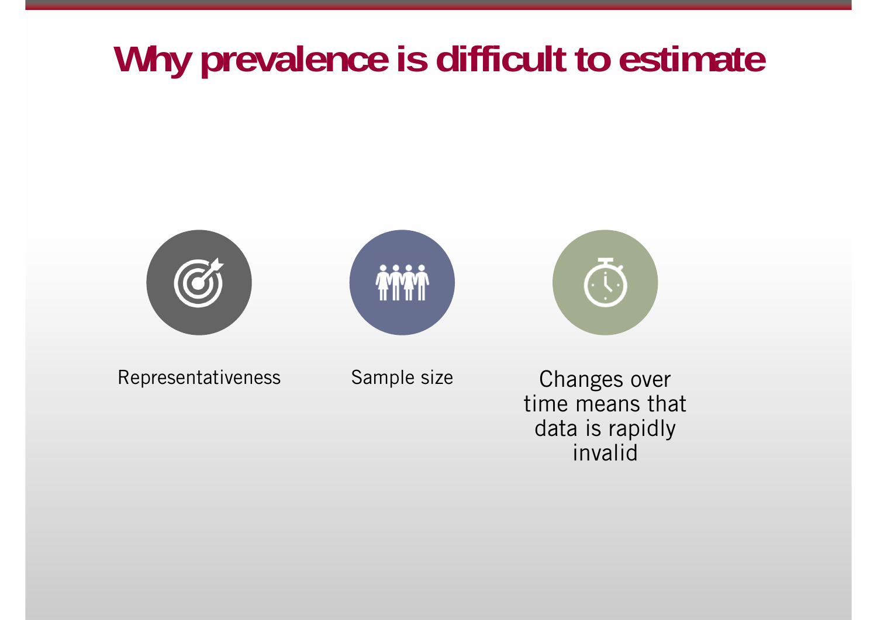# Why prevalence is difficult to estimate

- Representativeness
- Sample size
- Changes over time means that data is rapidly invalid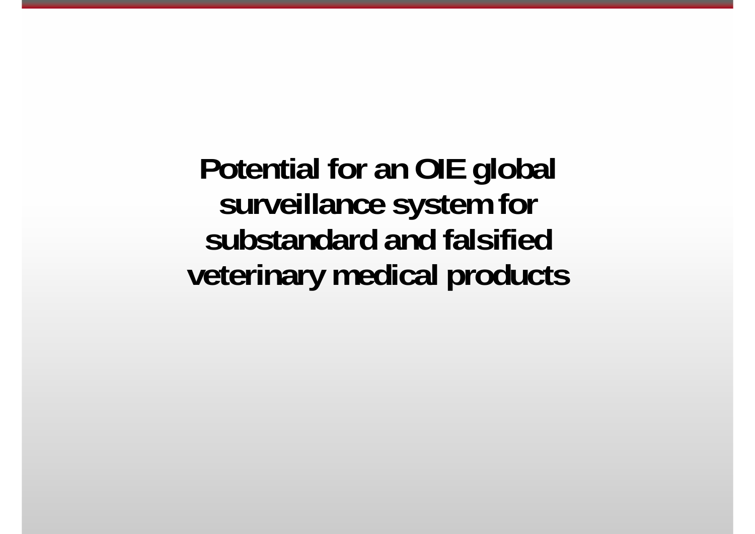# Potential for an OIE global surveillance system for substandard and falsified veterinary medical products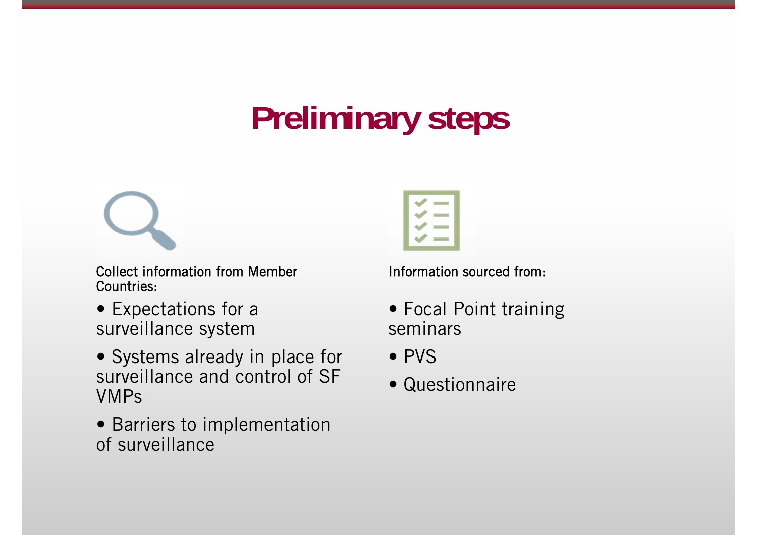# Preliminary steps

Collect information from Member Countries:

- Expectations for a surveillance system
- Systems already in place for surveillance and control of SF VMPs
- Barriers to implementation of surveillance

Information sourced from:

- Focal Point training seminars
- PVS
- Questionnaire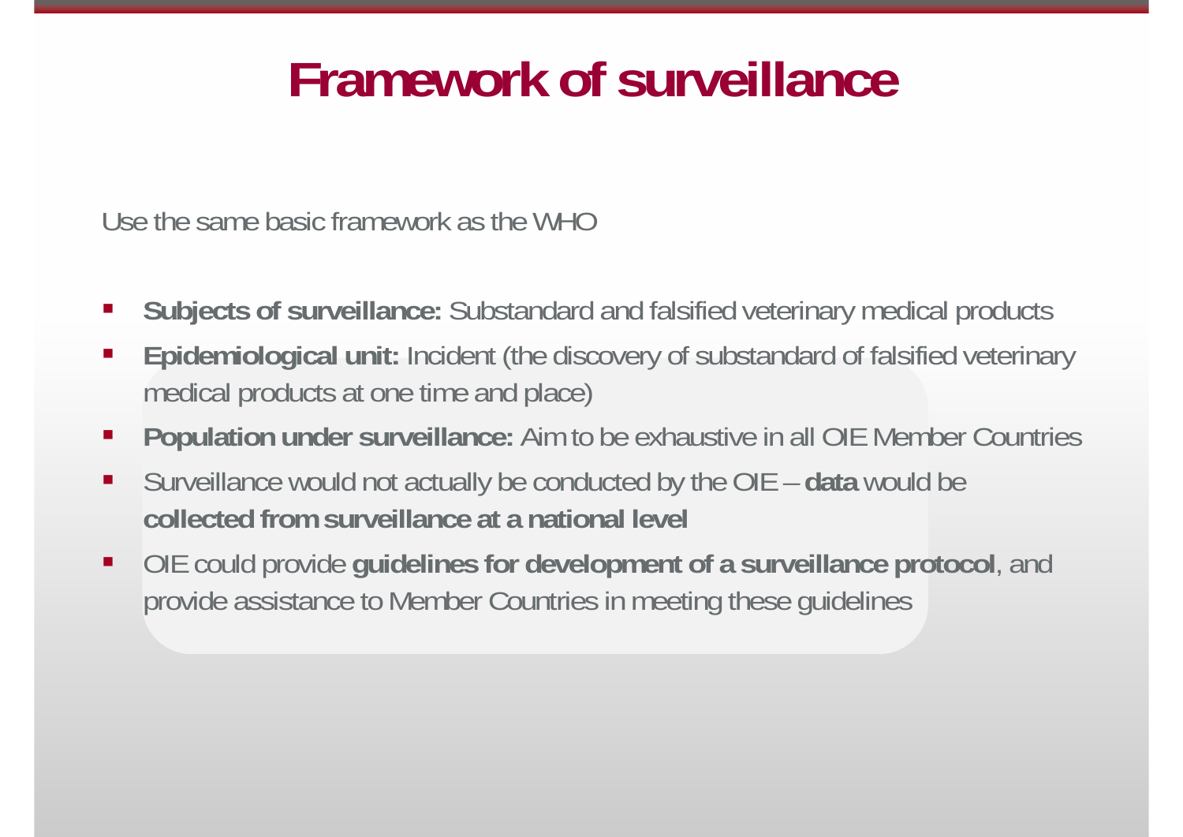# Framework of surveillance

Use the same basic framework as the WHO

- **Subjects of surveillance:** Substandard and falsified veterinary medical products
- **Epidemiological unit:** Incident (the discovery of substandard of falsified veterinary medical products at one time and place)
- **Population under surveillance:** Aim to be exhaustive in all OIE Member Countries
- Surveillance would not actually be conducted by the OIE – **data** would be **collected from surveillance at a national level**
- OIE could provide **guidelines for development of a surveillance protocol**, and provide assistance to Member Countries in meeting these guidelines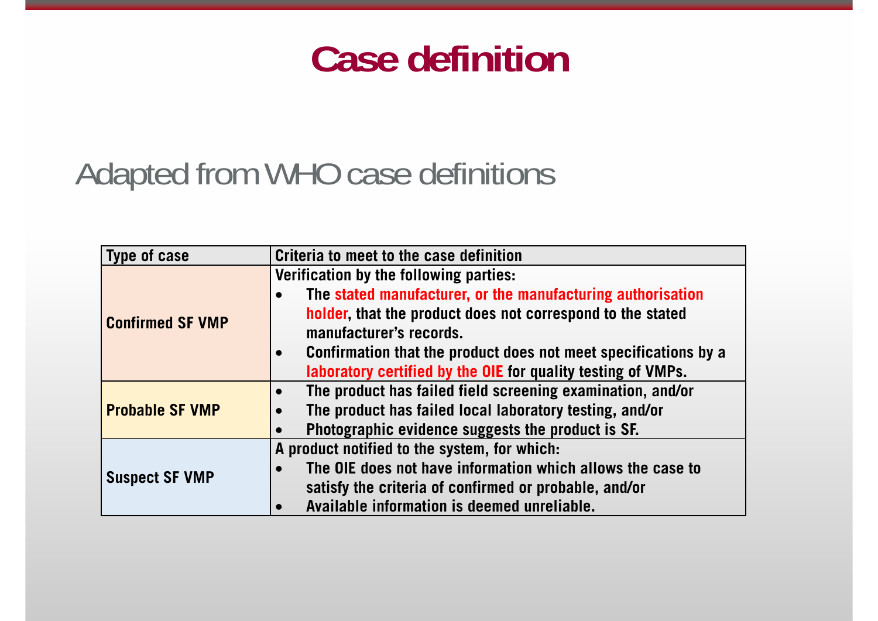# Case definition

Adapted from WHO case definitions

| Type of case | Criteria to meet to the case definition |
|---|---|
| Confirmed SF VMP | Verification by the following parties:<br>• The stated manufacturer, or the manufacturing authorisation holder, that the product does not correspond to the stated manufacturer's records.<br>• Confirmation that the product does not meet specifications by a laboratory certified by the OIE for quality testing of VMPs. |
| Probable SF VMP | • The product has failed field screening examination, and/or<br>• The product has failed local laboratory testing, and/or<br>• Photographic evidence suggests the product is SF. |
| Suspect SF VMP | A product notified to the system, for which:<br>• The OIE does not have information which allows the case to satisfy the criteria of confirmed or probable, and/or<br>• Available information is deemed unreliable. |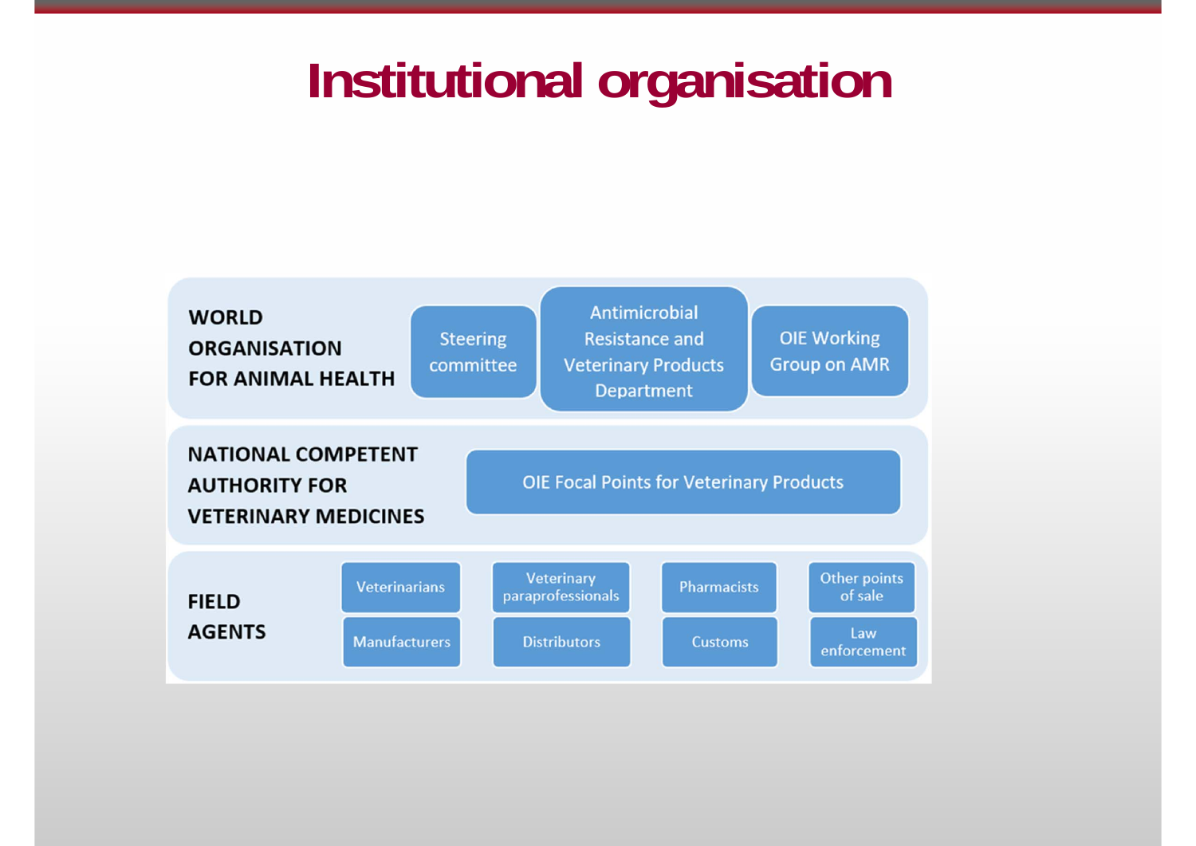# Institutional organisation

| | | | | |
|---|---|---|---|---|
| **WORLD ORGANISATION FOR ANIMAL HEALTH** | Steering committee | Antimicrobial Resistance and Veterinary Products Department | OIE Working Group on AMR | |
| **NATIONAL COMPETENT AUTHORITY FOR VETERINARY MEDICINES** | OIE Focal Points for Veterinary Products | | | |
| **FIELD AGENTS** | Veterinarians | Veterinary paraprofessionals | Pharmacists | Other points of sale |
| | Manufacturers | Distributors | Customs | Law enforcement |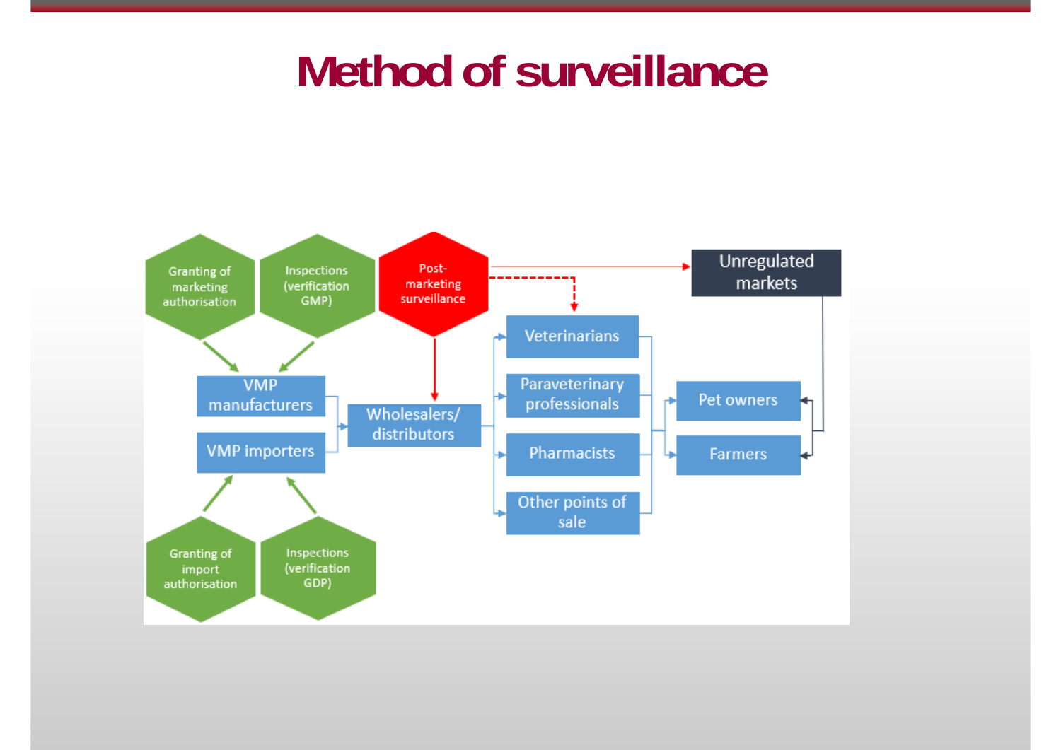# Method of surveillance

Granting of marketing authorisation

Inspections (verification GMP)

Post-marketing surveillance

Unregulated markets

VMP manufacturers

VMP importers

Wholesalers/ distributors

Veterinarians

Paraveterinary professionals

Pharmacists

Other points of sale

Pet owners

Farmers

Granting of import authorisation

Inspections (verification GDP)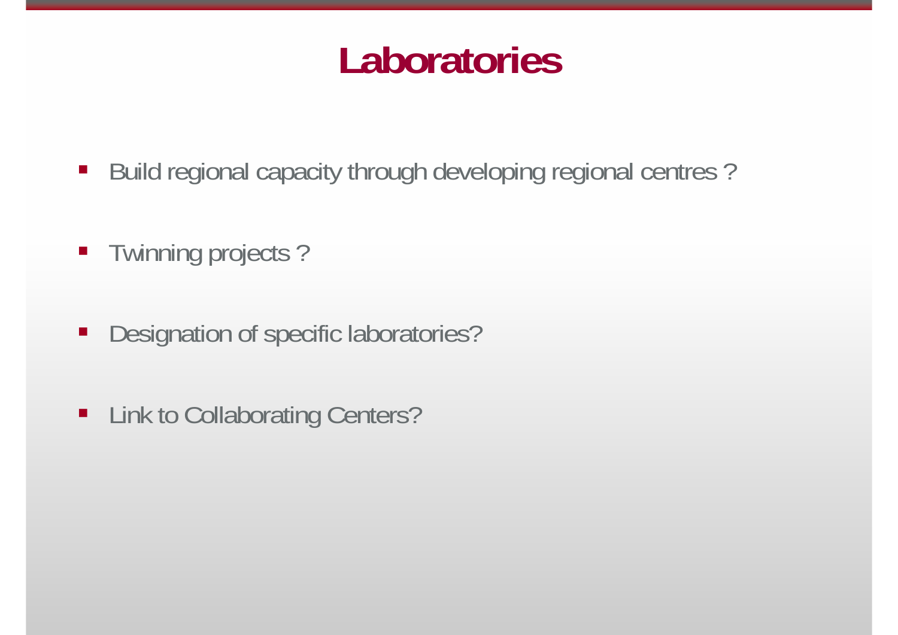# Laboratories

- Build regional capacity through developing regional centres ?
- Twinning projects ?
- Designation of specific laboratories?
- Link to Collaborating Centers?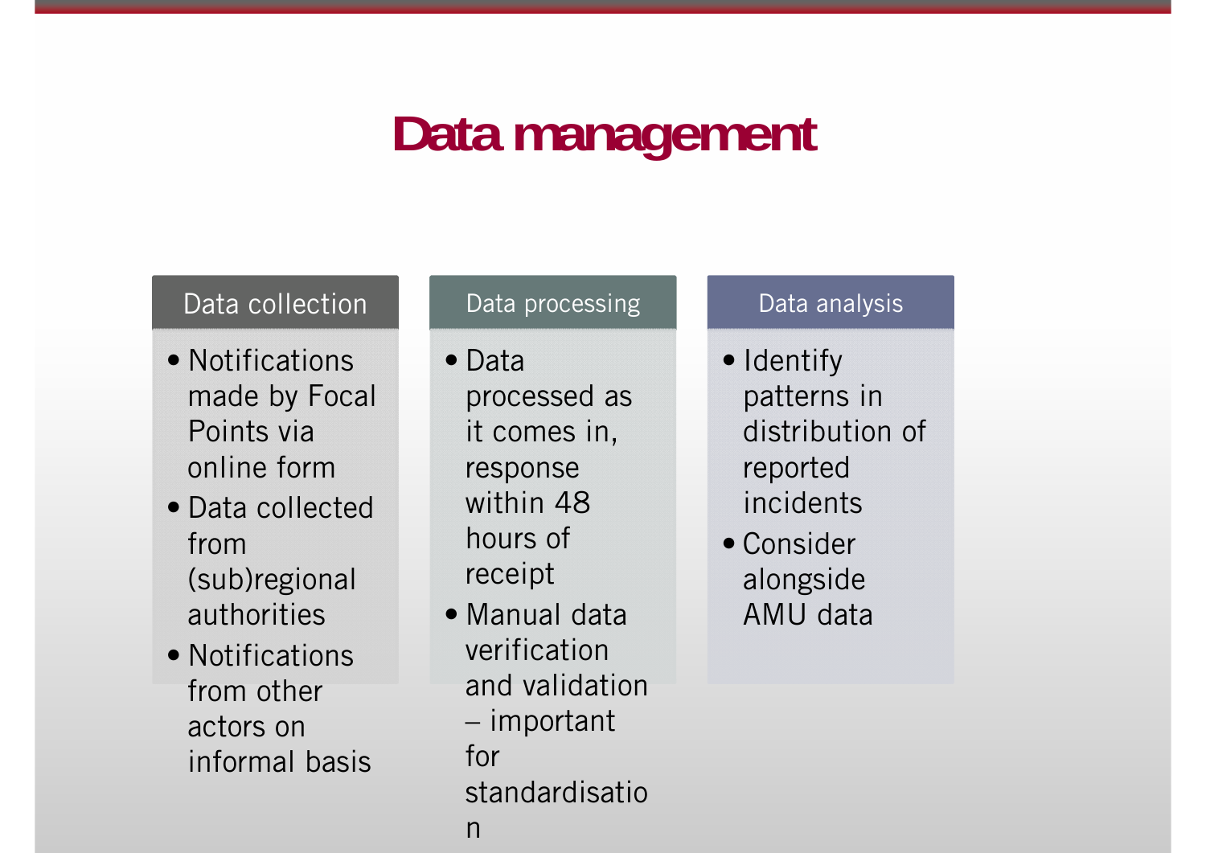# Data management

### Data collection

- Notifications made by Focal Points via online form
- Data collected from (sub)regional authorities
- Notifications from other actors on informal basis

### Data processing

- Data processed as it comes in, response within 48 hours of receipt
- Manual data verification and validation – important for standardisation

### Data analysis

- Identify patterns in distribution of reported incidents
- Consider alongside AMU data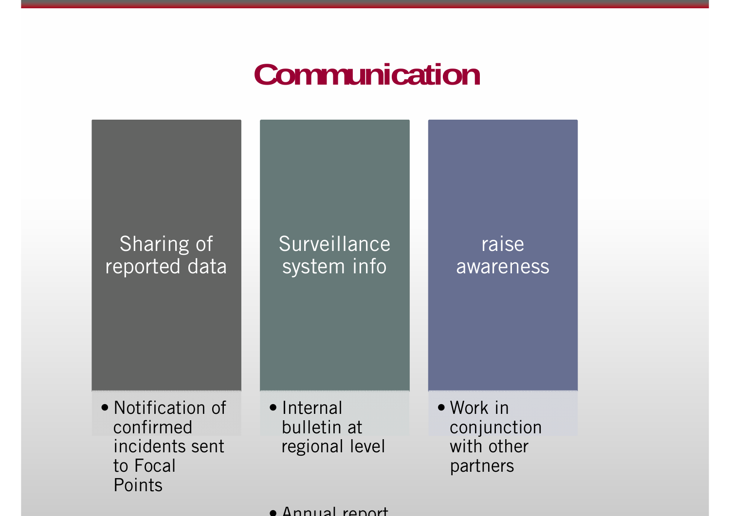# Communication

## Sharing of reported data

- Notification of confirmed incidents sent to Focal Points

## Surveillance system info

- Internal bulletin at regional level
- Annual report

## raise awareness

- Work in conjunction with other partners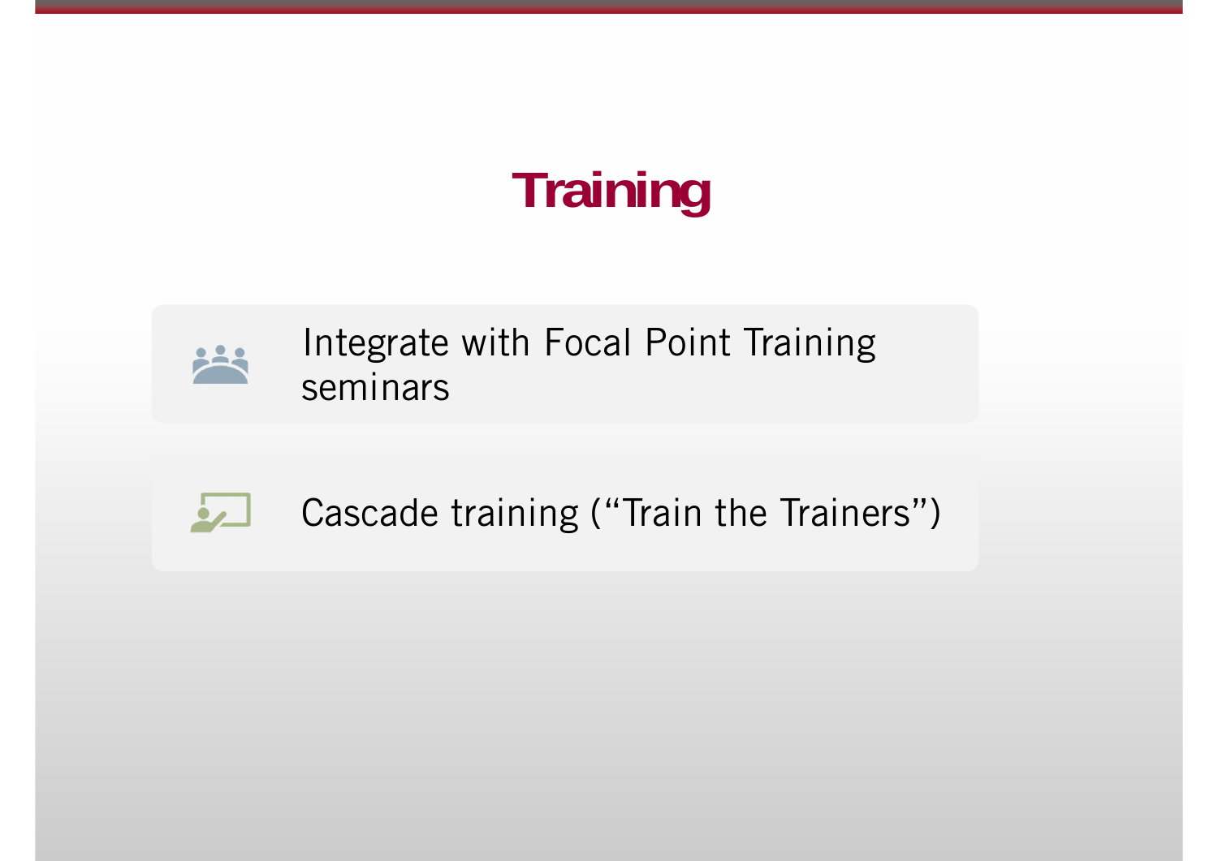# Training

- Integrate with Focal Point Training seminars
- Cascade training (“Train the Trainers”)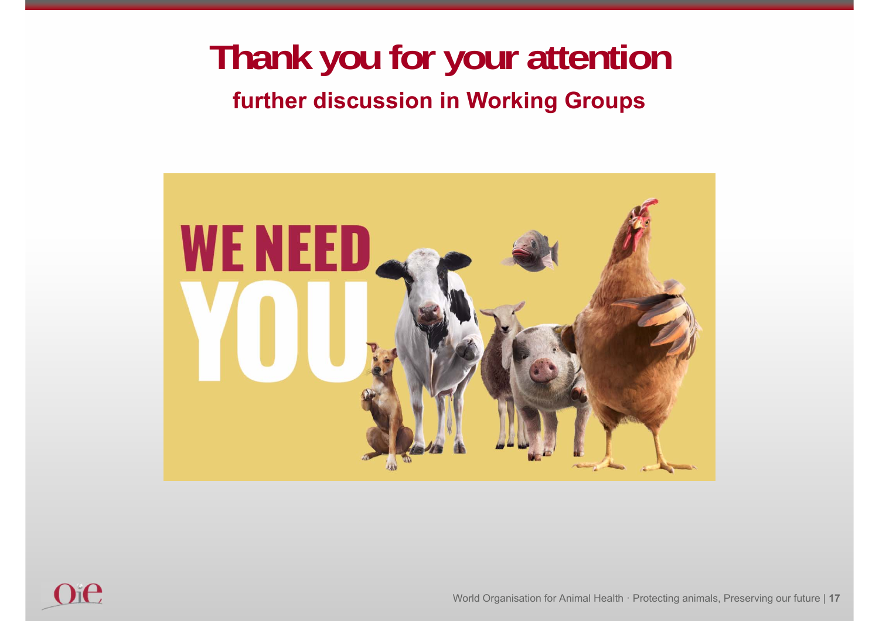# Thank you for your attention

**further discussion in Working Groups**

WE NEED YOU